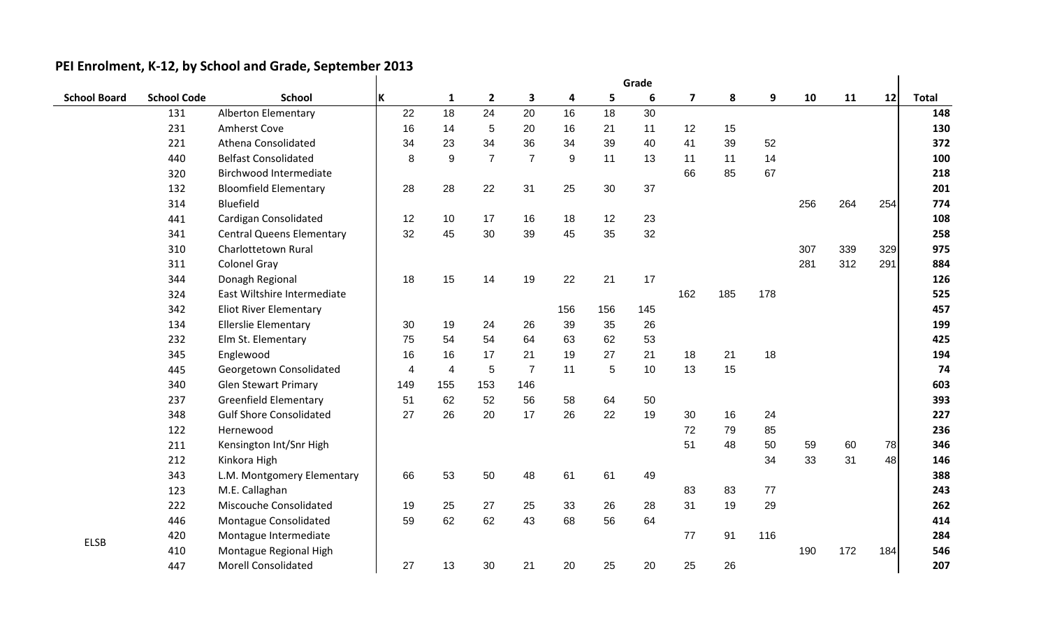## PEI Enrolment, K-12, by School and Grade, September 2013

| School Board | School Code | School | K | 1 | 2 | 3 | 4 | 5 | 6 | 7 | 8 | 9 | 10 | 11 | 12 | Total |
|---|---|---|---|---|---|---|---|---|---|---|---|---|---|---|---|---|
| | | | Grade | | | | | | | | | | | | | |
| | 131 | Alberton Elementary | 22 | 18 | 24 | 20 | 16 | 18 | 30 | | | | | | | **148** |
| | 231 | Amherst Cove | 16 | 14 | 5 | 20 | 16 | 21 | 11 | 12 | 15 | | | | | **130** |
| | 221 | Athena Consolidated | 34 | 23 | 34 | 36 | 34 | 39 | 40 | 41 | 39 | 52 | | | | **372** |
| | 440 | Belfast Consolidated | 8 | 9 | 7 | 7 | 9 | 11 | 13 | 11 | 11 | 14 | | | | **100** |
| | 320 | Birchwood Intermediate | | | | | | | | 66 | 85 | 67 | | | | **218** |
| | 132 | Bloomfield Elementary | 28 | 28 | 22 | 31 | 25 | 30 | 37 | | | | | | | **201** |
| | 314 | Bluefield | | | | | | | | | | | 256 | 264 | 254 | **774** |
| | 441 | Cardigan Consolidated | 12 | 10 | 17 | 16 | 18 | 12 | 23 | | | | | | | **108** |
| | 341 | Central Queens Elementary | 32 | 45 | 30 | 39 | 45 | 35 | 32 | | | | | | | **258** |
| | 310 | Charlottetown Rural | | | | | | | | | | | 307 | 339 | 329 | **975** |
| | 311 | Colonel Gray | | | | | | | | | | | 281 | 312 | 291 | **884** |
| | 344 | Donagh Regional | 18 | 15 | 14 | 19 | 22 | 21 | 17 | | | | | | | **126** |
| | 324 | East Wiltshire Intermediate | | | | | | | | 162 | 185 | 178 | | | | **525** |
| | 342 | Eliot River Elementary | | | | | 156 | 156 | 145 | | | | | | | **457** |
| | 134 | Ellerslie Elementary | 30 | 19 | 24 | 26 | 39 | 35 | 26 | | | | | | | **199** |
| | 232 | Elm St. Elementary | 75 | 54 | 54 | 64 | 63 | 62 | 53 | | | | | | | **425** |
| | 345 | Englewood | 16 | 16 | 17 | 21 | 19 | 27 | 21 | 18 | 21 | 18 | | | | **194** |
| | 445 | Georgetown Consolidated | 4 | 4 | 5 | 7 | 11 | 5 | 10 | 13 | 15 | | | | | **74** |
| | 340 | Glen Stewart Primary | 149 | 155 | 153 | 146 | | | | | | | | | | **603** |
| | 237 | Greenfield Elementary | 51 | 62 | 52 | 56 | 58 | 64 | 50 | | | | | | | **393** |
| | 348 | Gulf Shore Consolidated | 27 | 26 | 20 | 17 | 26 | 22 | 19 | 30 | 16 | 24 | | | | **227** |
| | 122 | Hernewood | | | | | | | | 72 | 79 | 85 | | | | **236** |
| | 211 | Kensington Int/Snr High | | | | | | | | 51 | 48 | 50 | 59 | 60 | 78 | **346** |
| | 212 | Kinkora High | | | | | | | | | | 34 | 33 | 31 | 48 | **146** |
| | 343 | L.M. Montgomery Elementary | 66 | 53 | 50 | 48 | 61 | 61 | 49 | | | | | | | **388** |
| | 123 | M.E. Callaghan | | | | | | | | 83 | 83 | 77 | | | | **243** |
| | 222 | Miscouche Consolidated | 19 | 25 | 27 | 25 | 33 | 26 | 28 | 31 | 19 | 29 | | | | **262** |
| | 446 | Montague Consolidated | 59 | 62 | 62 | 43 | 68 | 56 | 64 | | | | | | | **414** |
| ELSB | 420 | Montague Intermediate | | | | | | | | 77 | 91 | 116 | | | | **284** |
| | 410 | Montague Regional High | | | | | | | | | | | 190 | 172 | 184 | **546** |
| | 447 | Morell Consolidated | 27 | 13 | 30 | 21 | 20 | 25 | 20 | 25 | 26 | | | | | **207** |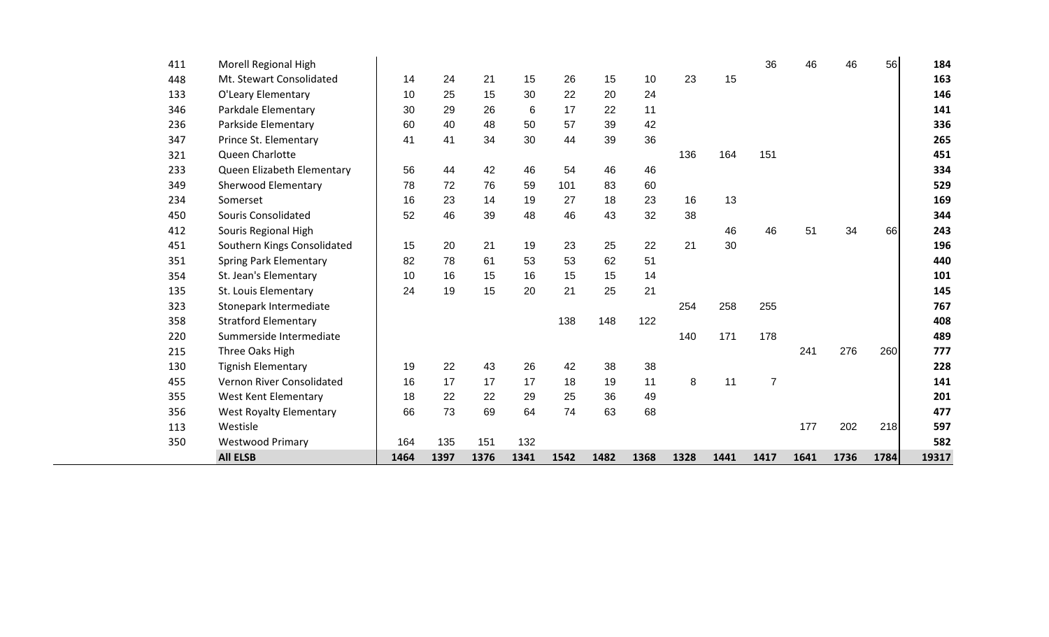| | | | | | | | | | | | | | | | |
|---|---|---|---|---|---|---|---|---|---|---|---|---|---|---|---|
| 411 | Morell Regional High | | | | | | | | | | 36 | 46 | 46 | 56 | **184** |
| 448 | Mt. Stewart Consolidated | 14 | 24 | 21 | 15 | 26 | 15 | 10 | 23 | 15 | | | | | **163** |
| 133 | O'Leary Elementary | 10 | 25 | 15 | 30 | 22 | 20 | 24 | | | | | | | **146** |
| 346 | Parkdale Elementary | 30 | 29 | 26 | 6 | 17 | 22 | 11 | | | | | | | **141** |
| 236 | Parkside Elementary | 60 | 40 | 48 | 50 | 57 | 39 | 42 | | | | | | | **336** |
| 347 | Prince St. Elementary | 41 | 41 | 34 | 30 | 44 | 39 | 36 | | | | | | | **265** |
| 321 | Queen Charlotte | | | | | | | | 136 | 164 | 151 | | | | **451** |
| 233 | Queen Elizabeth Elementary | 56 | 44 | 42 | 46 | 54 | 46 | 46 | | | | | | | **334** |
| 349 | Sherwood Elementary | 78 | 72 | 76 | 59 | 101 | 83 | 60 | | | | | | | **529** |
| 234 | Somerset | 16 | 23 | 14 | 19 | 27 | 18 | 23 | 16 | 13 | | | | | **169** |
| 450 | Souris Consolidated | 52 | 46 | 39 | 48 | 46 | 43 | 32 | 38 | | | | | | **344** |
| 412 | Souris Regional High | | | | | | | | | 46 | 46 | 51 | 34 | 66 | **243** |
| 451 | Southern Kings Consolidated | 15 | 20 | 21 | 19 | 23 | 25 | 22 | 21 | 30 | | | | | **196** |
| 351 | Spring Park Elementary | 82 | 78 | 61 | 53 | 53 | 62 | 51 | | | | | | | **440** |
| 354 | St. Jean's Elementary | 10 | 16 | 15 | 16 | 15 | 15 | 14 | | | | | | | **101** |
| 135 | St. Louis Elementary | 24 | 19 | 15 | 20 | 21 | 25 | 21 | | | | | | | **145** |
| 323 | Stonepark Intermediate | | | | | | | | 254 | 258 | 255 | | | | **767** |
| 358 | Stratford Elementary | | | | | 138 | 148 | 122 | | | | | | | **408** |
| 220 | Summerside Intermediate | | | | | | | | 140 | 171 | 178 | | | | **489** |
| 215 | Three Oaks High | | | | | | | | | | | 241 | 276 | 260 | **777** |
| 130 | Tignish Elementary | 19 | 22 | 43 | 26 | 42 | 38 | 38 | | | | | | | **228** |
| 455 | Vernon River Consolidated | 16 | 17 | 17 | 17 | 18 | 19 | 11 | 8 | 11 | 7 | | | | **141** |
| 355 | West Kent Elementary | 18 | 22 | 22 | 29 | 25 | 36 | 49 | | | | | | | **201** |
| 356 | West Royalty Elementary | 66 | 73 | 69 | 64 | 74 | 63 | 68 | | | | | | | **477** |
| 113 | Westisle | | | | | | | | | | | 177 | 202 | 218 | **597** |
| 350 | Westwood Primary | 164 | 135 | 151 | 132 | | | | | | | | | | **582** |
| | **All ELSB** | **1464** | **1397** | **1376** | **1341** | **1542** | **1482** | **1368** | **1328** | **1441** | **1417** | **1641** | **1736** | **1784** | **19317** |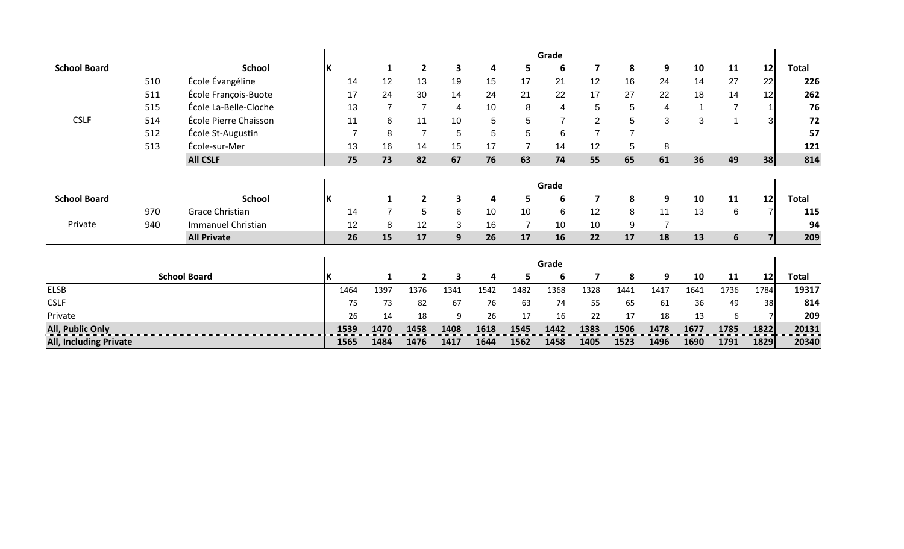| School Board | | School | K | 1 | 2 | 3 | 4 | 5 | 6 | 7 | 8 | 9 | 10 | 11 | 12 | Total |
|---|---|---|---|---|---|---|---|---|---|---|---|---|---|---|---|---|
| | | | Grade | | | | | | | | | | | | | |
| CSLF | 510 | École Évangéline | 14 | 12 | 13 | 19 | 15 | 17 | 21 | 12 | 16 | 24 | 14 | 27 | 22 | **226** |
| | 511 | École François-Buote | 17 | 24 | 30 | 14 | 24 | 21 | 22 | 17 | 27 | 22 | 18 | 14 | 12 | **262** |
| | 515 | École La-Belle-Cloche | 13 | 7 | 7 | 4 | 10 | 8 | 4 | 5 | 5 | 4 | 1 | 7 | 1 | **76** |
| | 514 | École Pierre Chaisson | 11 | 6 | 11 | 10 | 5 | 5 | 7 | 2 | 5 | 3 | 3 | 1 | 3 | **72** |
| | 512 | École St-Augustin | 7 | 8 | 7 | 5 | 5 | 5 | 6 | 7 | 7 | | | | | **57** |
| | 513 | École-sur-Mer | 13 | 16 | 14 | 15 | 17 | 7 | 14 | 12 | 5 | 8 | | | | **121** |
| | | **All CSLF** | **75** | **73** | **82** | **67** | **76** | **63** | **74** | **55** | **65** | **61** | **36** | **49** | **38** | **814** |

| School Board | | School | K | 1 | 2 | 3 | 4 | 5 | 6 | 7 | 8 | 9 | 10 | 11 | 12 | Total |
|---|---|---|---|---|---|---|---|---|---|---|---|---|---|---|---|---|
| | | | Grade | | | | | | | | | | | | | |
| Private | 970 | Grace Christian | 14 | 7 | 5 | 6 | 10 | 10 | 6 | 12 | 8 | 11 | 13 | 6 | 7 | **115** |
| | 940 | Immanuel Christian | 12 | 8 | 12 | 3 | 16 | 7 | 10 | 10 | 9 | 7 | | | | **94** |
| | | **All Private** | **26** | **15** | **17** | **9** | **26** | **17** | **16** | **22** | **17** | **18** | **13** | **6** | **7** | **209** |

| School Board | K | 1 | 2 | 3 | 4 | 5 | 6 | 7 | 8 | 9 | 10 | 11 | 12 | Total |
|---|---|---|---|---|---|---|---|---|---|---|---|---|---|---|
| | Grade | | | | | | | | | | | | | |
| ELSB | 1464 | 1397 | 1376 | 1341 | 1542 | 1482 | 1368 | 1328 | 1441 | 1417 | 1641 | 1736 | 1784 | **19317** |
| CSLF | 75 | 73 | 82 | 67 | 76 | 63 | 74 | 55 | 65 | 61 | 36 | 49 | 38 | **814** |
| Private | 26 | 14 | 18 | 9 | 26 | 17 | 16 | 22 | 17 | 18 | 13 | 6 | 7 | **209** |
| **All, Public Only** | **1539** | **1470** | **1458** | **1408** | **1618** | **1545** | **1442** | **1383** | **1506** | **1478** | **1677** | **1785** | **1822** | **20131** |
| **All, Including Private** | **1565** | **1484** | **1476** | **1417** | **1644** | **1562** | **1458** | **1405** | **1523** | **1496** | **1690** | **1791** | **1829** | **20340** |